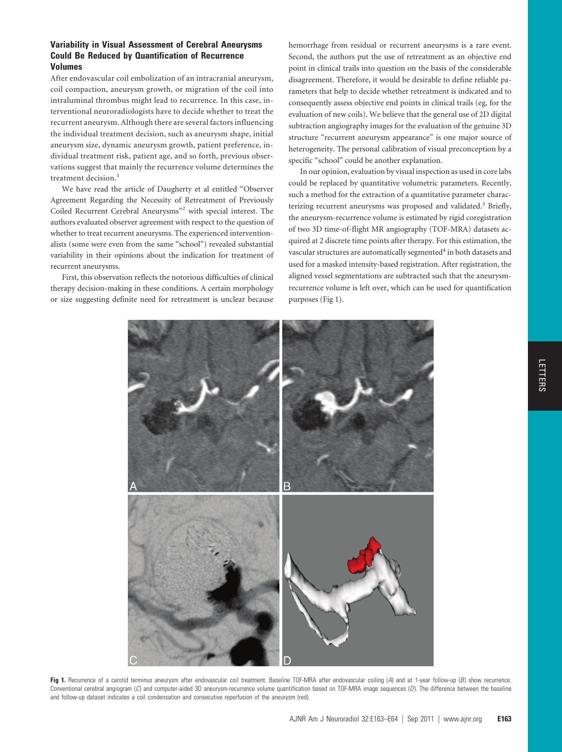## Variability in Visual Assessment of Cerebral Aneurysms Could Be Reduced by Quantification of Recurrence Volumes

After endovascular coil embolization of an intracranial aneurysm, coil compaction, aneurysm growth, or migration of the coil into intraluminal thrombus might lead to recurrence. In this case, interventional neuroradiologists have to decide whether to treat the recurrent aneurysm. Although there are several factors influencing the individual treatment decision, such as aneurysm shape, initial aneurysm size, dynamic aneurysm growth, patient preference, individual treatment risk, patient age, and so forth, previous observations suggest that mainly the recurrence volume determines the treatment decision.[1]

We have read the article of Daugherty et al entitled "Observer Agreement Regarding the Necessity of Retreatment of Previously Coiled Recurrent Cerebral Aneurysms"[2] with special interest. The authors evaluated observer agreement with respect to the question of whether to treat recurrent aneurysms. The experienced interventionalists (some were even from the same "school") revealed substantial variability in their opinions about the indication for treatment of recurrent aneurysms.

First, this observation reflects the notorious difficulties of clinical therapy decision-making in these conditions. A certain morphology or size suggesting definite need for retreatment is unclear because hemorrhage from residual or recurrent aneurysms is a rare event. Second, the authors put the use of retreatment as an objective end point in clinical trails into question on the basis of the considerable disagreement. Therefore, it would be desirable to define reliable parameters that help to decide whether retreatment is indicated and to consequently assess objective end points in clinical trails (eg, for the evaluation of new coils). We believe that the general use of 2D digital subtraction angiography images for the evaluation of the genuine 3D structure "recurrent aneurysm appearance" is one major source of heterogeneity. The personal calibration of visual preconception by a specific "school" could be another explanation.

In our opinion, evaluation by visual inspection as used in core labs could be replaced by quantitative volumetric parameters. Recently, such a method for the extraction of a quantitative parameter characterizing recurrent aneurysms was proposed and validated.[3] Briefly, the aneurysm-recurrence volume is estimated by rigid coregistration of two 3D time-of-flight MR angiography (TOF-MRA) datasets acquired at 2 discrete time points after therapy. For this estimation, the vascular structures are automatically segmented[4] in both datasets and used for a masked intensity-based registration. After registration, the aligned vessel segmentations are subtracted such that the aneurysm-recurrence volume is left over, which can be used for quantification purposes (Fig 1).

**Fig 1.** Recurrence of a carotid terminus aneurysm after endovascular coil treatment. Baseline TOF-MRA after endovascular coiling (*A*) and at 1-year follow-up (*B*) show recurrence. Conventional cerebral angiogram (*C*) and computer-aided 3D aneurysm-recurrence volume quantification based on TOF-MRA image sequences (*D*). The difference between the baseline and follow-up dataset indicates a coil condensation and consecutive reperfusion of the aneurysm (red).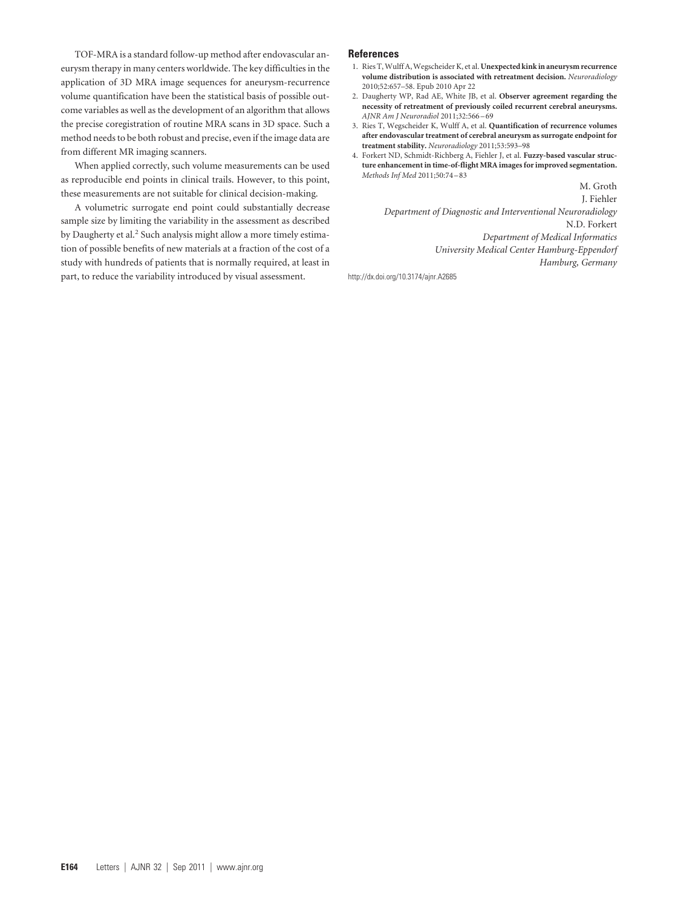TOF-MRA is a standard follow-up method after endovascular aneurysm therapy in many centers worldwide. The key difficulties in the application of 3D MRA image sequences for aneurysm-recurrence volume quantification have been the statistical basis of possible outcome variables as well as the development of an algorithm that allows the precise coregistration of routine MRA scans in 3D space. Such a method needs to be both robust and precise, even if the image data are from different MR imaging scanners.

When applied correctly, such volume measurements can be used as reproducible end points in clinical trails. However, to this point, these measurements are not suitable for clinical decision-making.

A volumetric surrogate end point could substantially decrease sample size by limiting the variability in the assessment as described by Daugherty et al.[2] Such analysis might allow a more timely estimation of possible benefits of new materials at a fraction of the cost of a study with hundreds of patients that is normally required, at least in part, to reduce the variability introduced by visual assessment.

## References

1. Ries T, Wulff A, Wegscheider K, et al. **Unexpected kink in aneurysm recurrence volume distribution is associated with retreatment decision.** *Neuroradiology* 2010;52:657–58. Epub 2010 Apr 22
2. Daugherty WP, Rad AE, White JB, et al. **Observer agreement regarding the necessity of retreatment of previously coiled recurrent cerebral aneurysms.** *AJNR Am J Neuroradiol* 2011;32:566–69
3. Ries T, Wegscheider K, Wulff A, et al. **Quantification of recurrence volumes after endovascular treatment of cerebral aneurysm as surrogate endpoint for treatment stability.** *Neuroradiology* 2011;53:593–98
4. Forkert ND, Schmidt-Richberg A, Fiehler J, et al. **Fuzzy-based vascular structure enhancement in time-of-flight MRA images for improved segmentation.** *Methods Inf Med* 2011;50:74–83

M. Groth
J. Fiehler
*Department of Diagnostic and Interventional Neuroradiology*
N.D. Forkert
*Department of Medical Informatics*
*University Medical Center Hamburg-Eppendorf*
*Hamburg, Germany*

http://dx.doi.org/10.3174/ajnr.A2685